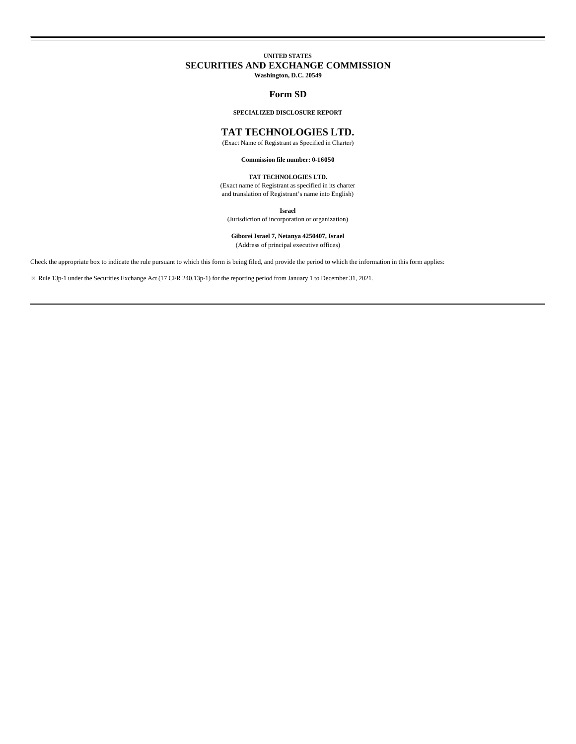**UNITED STATES**

# SECURITIES AND EXCHANGE COMMISSION

**Washington, D.C. 20549**

## Form SD

**SPECIALIZED DISCLOSURE REPORT**

# TAT TECHNOLOGIES LTD.

(Exact Name of Registrant as Specified in Charter)

**Commission file number: 0-16050**

**TAT TECHNOLOGIES LTD.**

(Exact name of Registrant as specified in its charter and translation of Registrant's name into English)

**Israel**

(Jurisdiction of incorporation or organization)

**Giborei Israel 7, Netanya 4250407, Israel**

(Address of principal executive offices)

Check the appropriate box to indicate the rule pursuant to which this form is being filed, and provide the period to which the information in this form applies:

☒ Rule 13p-1 under the Securities Exchange Act (17 CFR 240.13p-1) for the reporting period from January 1 to December 31, 2021.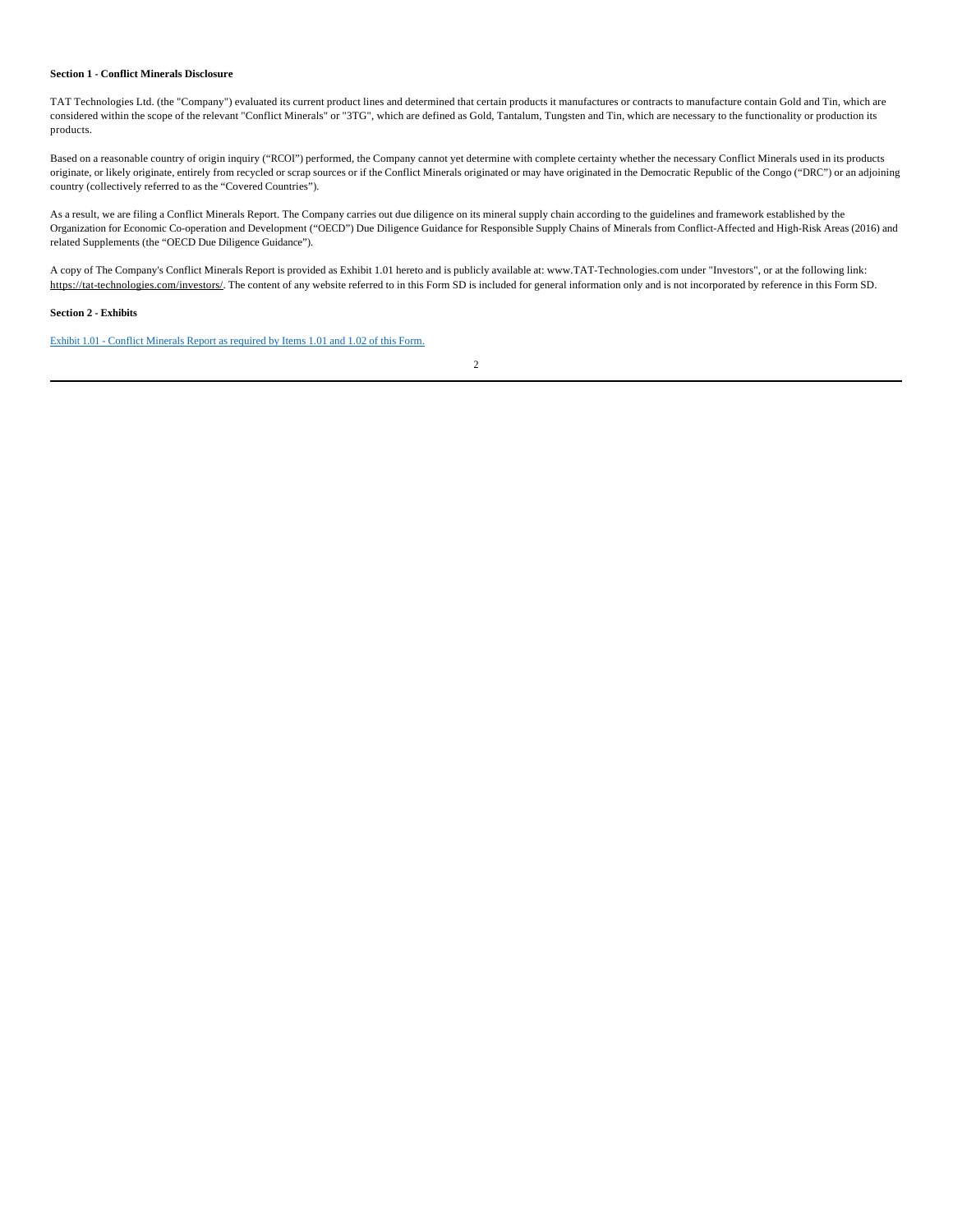**Section 1 - Conflict Minerals Disclosure**

TAT Technologies Ltd. (the "Company") evaluated its current product lines and determined that certain products it manufactures or contracts to manufacture contain Gold and Tin, which are considered within the scope of the relevant "Conflict Minerals" or "3TG", which are defined as Gold, Tantalum, Tungsten and Tin, which are necessary to the functionality or production its products.

Based on a reasonable country of origin inquiry ("RCOI") performed, the Company cannot yet determine with complete certainty whether the necessary Conflict Minerals used in its products originate, or likely originate, entirely from recycled or scrap sources or if the Conflict Minerals originated or may have originated in the Democratic Republic of the Congo ("DRC") or an adjoining country (collectively referred to as the "Covered Countries").

As a result, we are filing a Conflict Minerals Report. The Company carries out due diligence on its mineral supply chain according to the guidelines and framework established by the Organization for Economic Co-operation and Development ("OECD") Due Diligence Guidance for Responsible Supply Chains of Minerals from Conflict-Affected and High-Risk Areas (2016) and related Supplements (the "OECD Due Diligence Guidance").

A copy of The Company's Conflict Minerals Report is provided as Exhibit 1.01 hereto and is publicly available at: www.TAT-Technologies.com under "Investors", or at the following link: https://tat-technologies.com/investors/. The content of any website referred to in this Form SD is included for general information only and is not incorporated by reference in this Form SD.

**Section 2 - Exhibits**

Exhibit 1.01 - Conflict Minerals Report as required by Items 1.01 and 1.02 of this Form.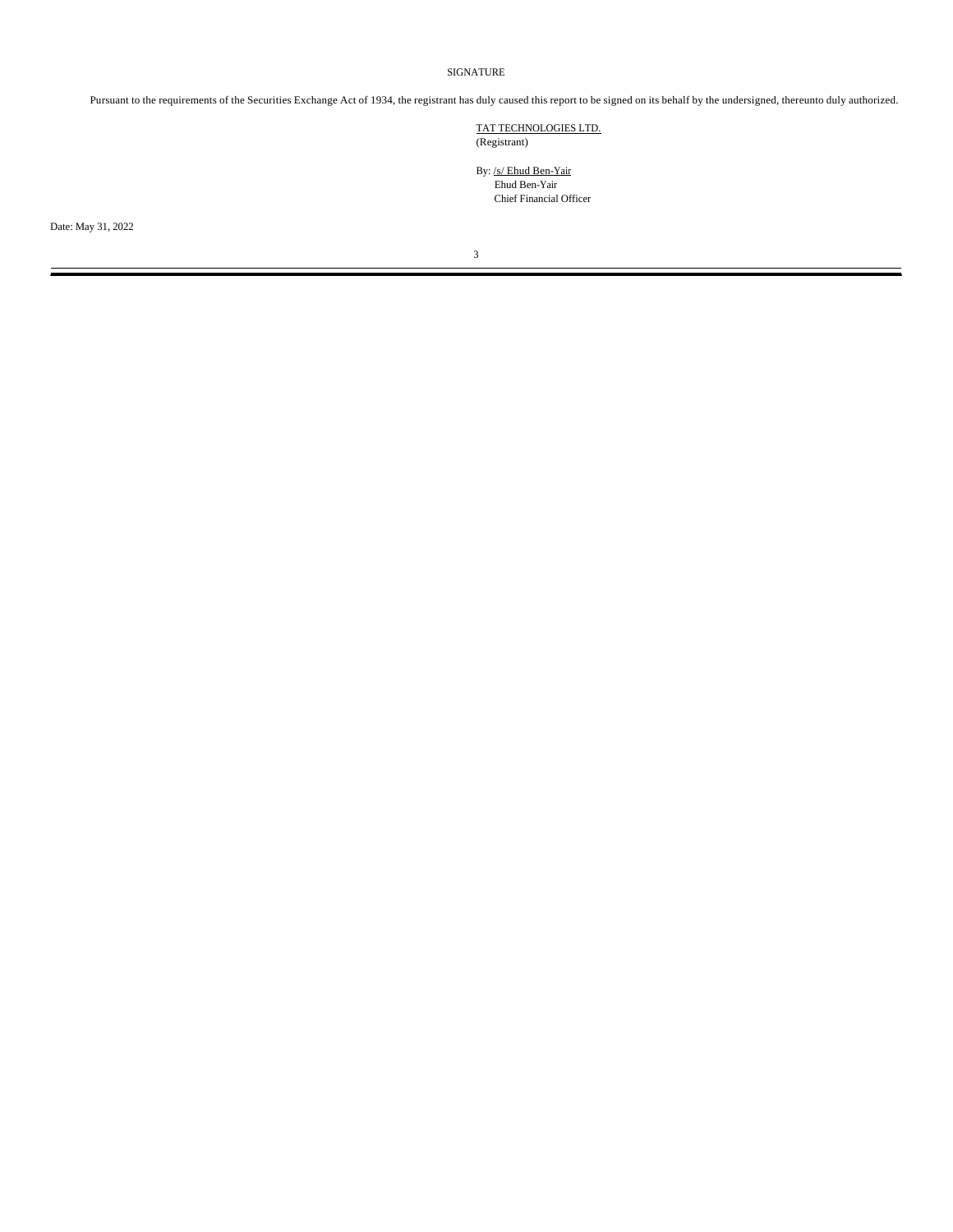SIGNATURE

Pursuant to the requirements of the Securities Exchange Act of 1934, the registrant has duly caused this report to be signed on its behalf by the undersigned, thereunto duly authorized.

TAT TECHNOLOGIES LTD.
(Registrant)

By: /s/ Ehud Ben-Yair
Ehud Ben-Yair
Chief Financial Officer

Date: May 31, 2022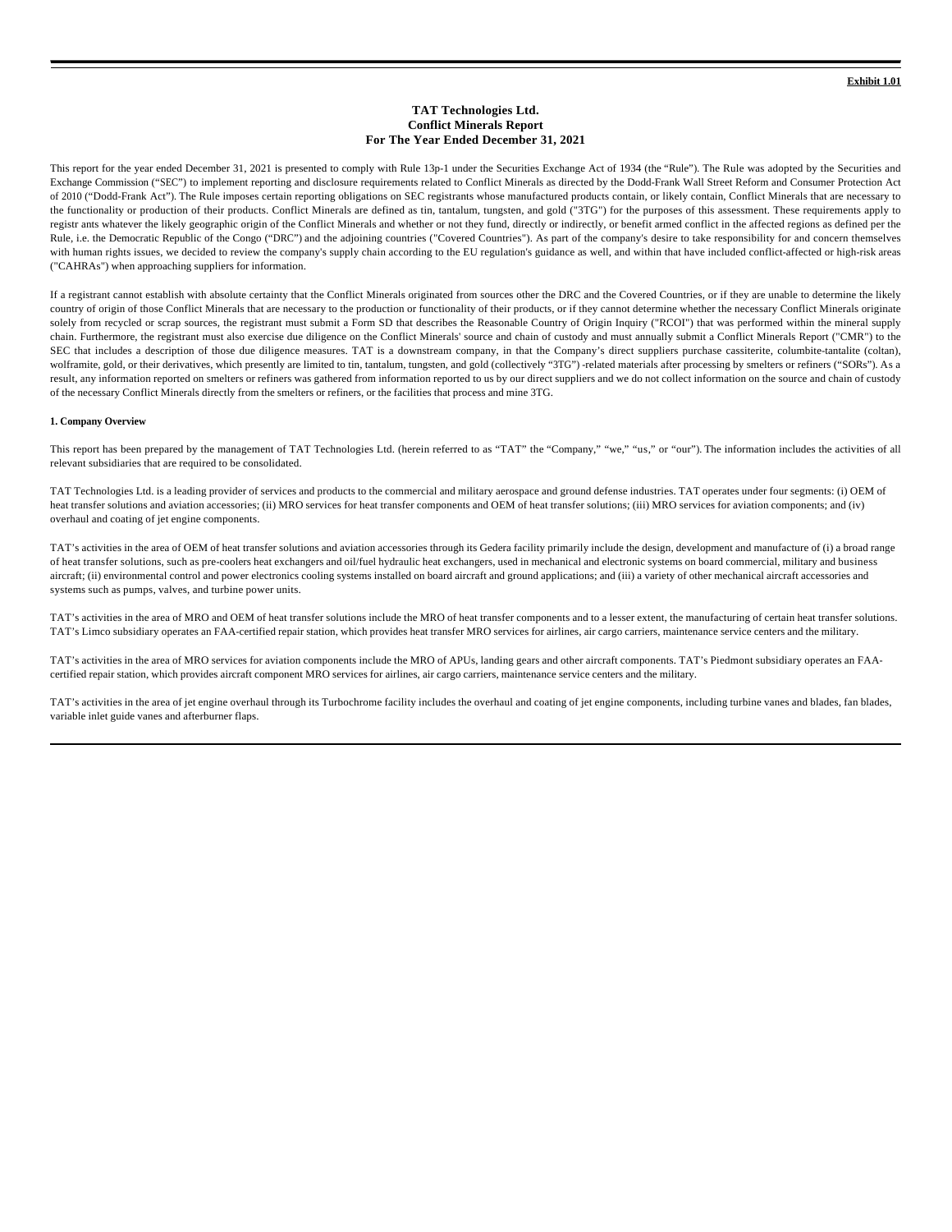**Exhibit 1.01**

# TAT Technologies Ltd.
## Conflict Minerals Report
## For The Year Ended December 31, 2021

This report for the year ended December 31, 2021 is presented to comply with Rule 13p-1 under the Securities Exchange Act of 1934 (the "Rule"). The Rule was adopted by the Securities and Exchange Commission ("SEC") to implement reporting and disclosure requirements related to Conflict Minerals as directed by the Dodd-Frank Wall Street Reform and Consumer Protection Act of 2010 ("Dodd-Frank Act"). The Rule imposes certain reporting obligations on SEC registrants whose manufactured products contain, or likely contain, Conflict Minerals that are necessary to the functionality or production of their products. Conflict Minerals are defined as tin, tantalum, tungsten, and gold ("3TG") for the purposes of this assessment. These requirements apply to registr ants whatever the likely geographic origin of the Conflict Minerals and whether or not they fund, directly or indirectly, or benefit armed conflict in the affected regions as defined per the Rule, i.e. the Democratic Republic of the Congo ("DRC") and the adjoining countries ("Covered Countries"). As part of the company's desire to take responsibility for and concern themselves with human rights issues, we decided to review the company's supply chain according to the EU regulation's guidance as well, and within that have included conflict-affected or high-risk areas ("CAHRAs") when approaching suppliers for information.

If a registrant cannot establish with absolute certainty that the Conflict Minerals originated from sources other the DRC and the Covered Countries, or if they are unable to determine the likely country of origin of those Conflict Minerals that are necessary to the production or functionality of their products, or if they cannot determine whether the necessary Conflict Minerals originate solely from recycled or scrap sources, the registrant must submit a Form SD that describes the Reasonable Country of Origin Inquiry ("RCOI") that was performed within the mineral supply chain. Furthermore, the registrant must also exercise due diligence on the Conflict Minerals' source and chain of custody and must annually submit a Conflict Minerals Report ("CMR") to the SEC that includes a description of those due diligence measures. TAT is a downstream company, in that the Company's direct suppliers purchase cassiterite, columbite-tantalite (coltan), wolframite, gold, or their derivatives, which presently are limited to tin, tantalum, tungsten, and gold (collectively "3TG") -related materials after processing by smelters or refiners ("SORs"). As a result, any information reported on smelters or refiners was gathered from information reported to us by our direct suppliers and we do not collect information on the source and chain of custody of the necessary Conflict Minerals directly from the smelters or refiners, or the facilities that process and mine 3TG.

### 1. Company Overview

This report has been prepared by the management of TAT Technologies Ltd. (herein referred to as "TAT" the "Company," "we," "us," or "our"). The information includes the activities of all relevant subsidiaries that are required to be consolidated.

TAT Technologies Ltd. is a leading provider of services and products to the commercial and military aerospace and ground defense industries. TAT operates under four segments: (i) OEM of heat transfer solutions and aviation accessories; (ii) MRO services for heat transfer components and OEM of heat transfer solutions; (iii) MRO services for aviation components; and (iv) overhaul and coating of jet engine components.

TAT's activities in the area of OEM of heat transfer solutions and aviation accessories through its Gedera facility primarily include the design, development and manufacture of (i) a broad range of heat transfer solutions, such as pre-coolers heat exchangers and oil/fuel hydraulic heat exchangers, used in mechanical and electronic systems on board commercial, military and business aircraft; (ii) environmental control and power electronics cooling systems installed on board aircraft and ground applications; and (iii) a variety of other mechanical aircraft accessories and systems such as pumps, valves, and turbine power units.

TAT's activities in the area of MRO and OEM of heat transfer solutions include the MRO of heat transfer components and to a lesser extent, the manufacturing of certain heat transfer solutions. TAT's Limco subsidiary operates an FAA-certified repair station, which provides heat transfer MRO services for airlines, air cargo carriers, maintenance service centers and the military.

TAT's activities in the area of MRO services for aviation components include the MRO of APUs, landing gears and other aircraft components. TAT's Piedmont subsidiary operates an FAA-certified repair station, which provides aircraft component MRO services for airlines, air cargo carriers, maintenance service centers and the military.

TAT's activities in the area of jet engine overhaul through its Turbochrome facility includes the overhaul and coating of jet engine components, including turbine vanes and blades, fan blades, variable inlet guide vanes and afterburner flaps.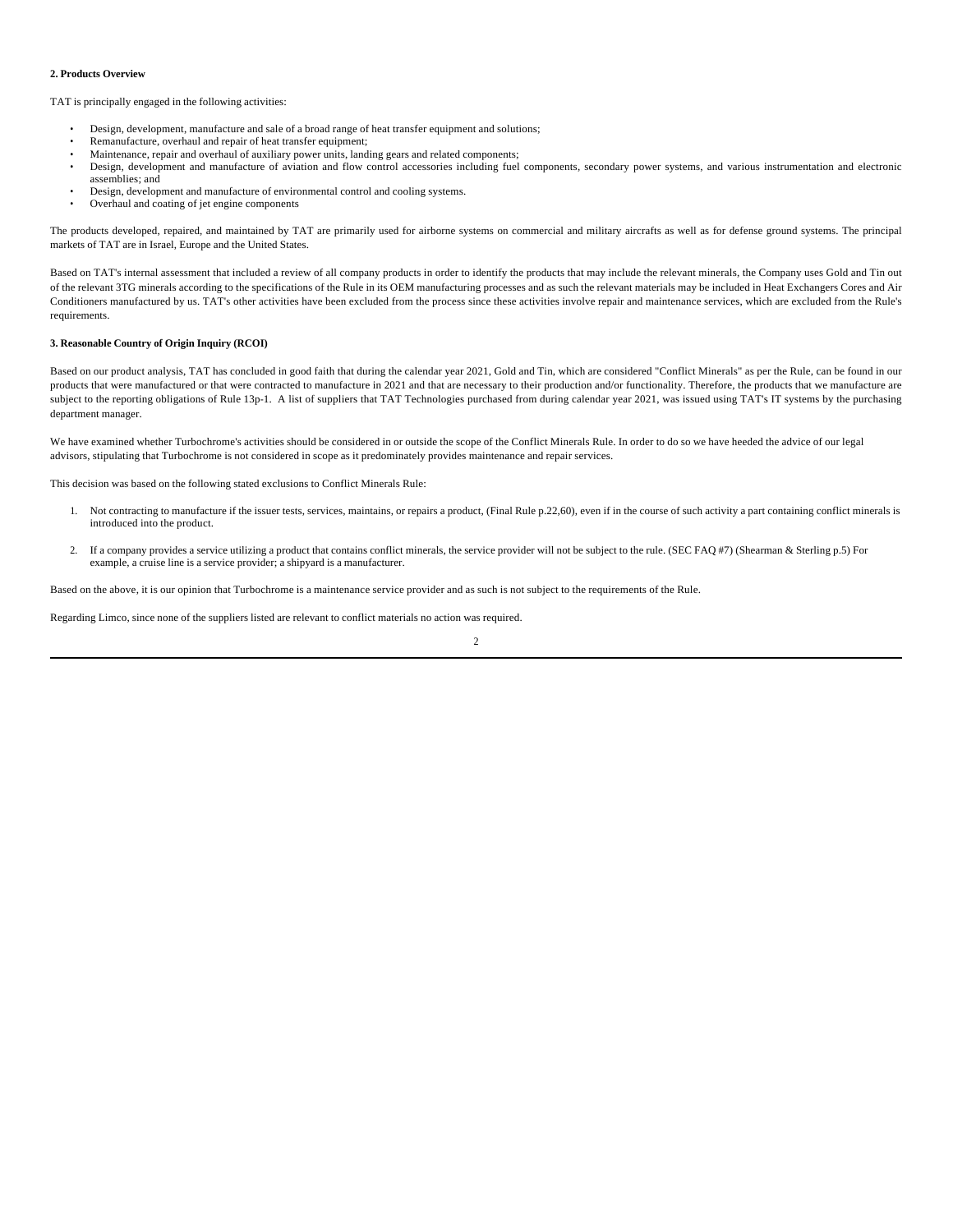### 2. Products Overview

TAT is principally engaged in the following activities:

- Design, development, manufacture and sale of a broad range of heat transfer equipment and solutions;
- Remanufacture, overhaul and repair of heat transfer equipment;
- Maintenance, repair and overhaul of auxiliary power units, landing gears and related components;
- Design, development and manufacture of aviation and flow control accessories including fuel components, secondary power systems, and various instrumentation and electronic assemblies; and
- Design, development and manufacture of environmental control and cooling systems.
- Overhaul and coating of jet engine components

The products developed, repaired, and maintained by TAT are primarily used for airborne systems on commercial and military aircrafts as well as for defense ground systems. The principal markets of TAT are in Israel, Europe and the United States.

Based on TAT's internal assessment that included a review of all company products in order to identify the products that may include the relevant minerals, the Company uses Gold and Tin out of the relevant 3TG minerals according to the specifications of the Rule in its OEM manufacturing processes and as such the relevant materials may be included in Heat Exchangers Cores and Air Conditioners manufactured by us. TAT's other activities have been excluded from the process since these activities involve repair and maintenance services, which are excluded from the Rule's requirements.

### 3. Reasonable Country of Origin Inquiry (RCOI)

Based on our product analysis, TAT has concluded in good faith that during the calendar year 2021, Gold and Tin, which are considered "Conflict Minerals" as per the Rule, can be found in our products that were manufactured or that were contracted to manufacture in 2021 and that are necessary to their production and/or functionality. Therefore, the products that we manufacture are subject to the reporting obligations of Rule 13p-1. A list of suppliers that TAT Technologies purchased from during calendar year 2021, was issued using TAT's IT systems by the purchasing department manager.

We have examined whether Turbochrome's activities should be considered in or outside the scope of the Conflict Minerals Rule. In order to do so we have heeded the advice of our legal advisors, stipulating that Turbochrome is not considered in scope as it predominately provides maintenance and repair services.

This decision was based on the following stated exclusions to Conflict Minerals Rule:

1. Not contracting to manufacture if the issuer tests, services, maintains, or repairs a product, (Final Rule p.22,60), even if in the course of such activity a part containing conflict minerals is introduced into the product.

2. If a company provides a service utilizing a product that contains conflict minerals, the service provider will not be subject to the rule. (SEC FAQ #7) (Shearman & Sterling p.5) For example, a cruise line is a service provider; a shipyard is a manufacturer.

Based on the above, it is our opinion that Turbochrome is a maintenance service provider and as such is not subject to the requirements of the Rule.

Regarding Limco, since none of the suppliers listed are relevant to conflict materials no action was required.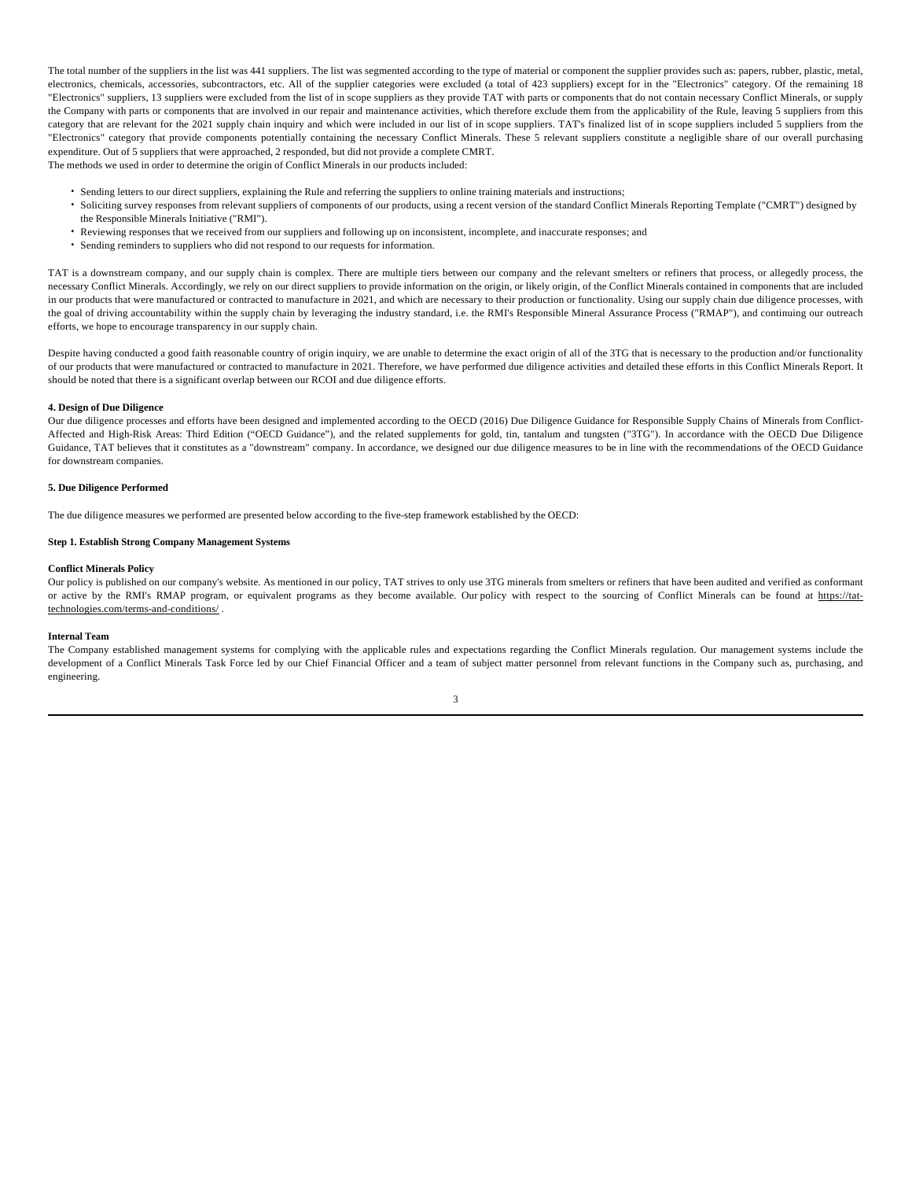The total number of the suppliers in the list was 441 suppliers. The list was segmented according to the type of material or component the supplier provides such as: papers, rubber, plastic, metal, electronics, chemicals, accessories, subcontractors, etc. All of the supplier categories were excluded (a total of 423 suppliers) except for in the "Electronics" category. Of the remaining 18 "Electronics" suppliers, 13 suppliers were excluded from the list of in scope suppliers as they provide TAT with parts or components that do not contain necessary Conflict Minerals, or supply the Company with parts or components that are involved in our repair and maintenance activities, which therefore exclude them from the applicability of the Rule, leaving 5 suppliers from this category that are relevant for the 2021 supply chain inquiry and which were included in our list of in scope suppliers. TAT's finalized list of in scope suppliers included 5 suppliers from the "Electronics" category that provide components potentially containing the necessary Conflict Minerals. These 5 relevant suppliers constitute a negligible share of our overall purchasing expenditure. Out of 5 suppliers that were approached, 2 responded, but did not provide a complete CMRT.

The methods we used in order to determine the origin of Conflict Minerals in our products included:

- Sending letters to our direct suppliers, explaining the Rule and referring the suppliers to online training materials and instructions;
- Soliciting survey responses from relevant suppliers of components of our products, using a recent version of the standard Conflict Minerals Reporting Template ("CMRT") designed by the Responsible Minerals Initiative ("RMI").
- Reviewing responses that we received from our suppliers and following up on inconsistent, incomplete, and inaccurate responses; and
- Sending reminders to suppliers who did not respond to our requests for information.

TAT is a downstream company, and our supply chain is complex. There are multiple tiers between our company and the relevant smelters or refiners that process, or allegedly process, the necessary Conflict Minerals. Accordingly, we rely on our direct suppliers to provide information on the origin, or likely origin, of the Conflict Minerals contained in components that are included in our products that were manufactured or contracted to manufacture in 2021, and which are necessary to their production or functionality. Using our supply chain due diligence processes, with the goal of driving accountability within the supply chain by leveraging the industry standard, i.e. the RMI's Responsible Mineral Assurance Process ("RMAP"), and continuing our outreach efforts, we hope to encourage transparency in our supply chain.

Despite having conducted a good faith reasonable country of origin inquiry, we are unable to determine the exact origin of all of the 3TG that is necessary to the production and/or functionality of our products that were manufactured or contracted to manufacture in 2021. Therefore, we have performed due diligence activities and detailed these efforts in this Conflict Minerals Report. It should be noted that there is a significant overlap between our RCOI and due diligence efforts.

## 4. Design of Due Diligence

Our due diligence processes and efforts have been designed and implemented according to the OECD (2016) Due Diligence Guidance for Responsible Supply Chains of Minerals from Conflict-Affected and High-Risk Areas: Third Edition ("OECD Guidance"), and the related supplements for gold, tin, tantalum and tungsten ("3TG"). In accordance with the OECD Due Diligence Guidance, TAT believes that it constitutes as a "downstream" company. In accordance, we designed our due diligence measures to be in line with the recommendations of the OECD Guidance for downstream companies.

## 5. Due Diligence Performed

The due diligence measures we performed are presented below according to the five-step framework established by the OECD:

### Step 1. Establish Strong Company Management Systems

#### Conflict Minerals Policy

Our policy is published on our company's website. As mentioned in our policy, TAT strives to only use 3TG minerals from smelters or refiners that have been audited and verified as conformant or active by the RMI's RMAP program, or equivalent programs as they become available. Our policy with respect to the sourcing of Conflict Minerals can be found at https://tat-technologies.com/terms-and-conditions/ .

#### Internal Team

The Company established management systems for complying with the applicable rules and expectations regarding the Conflict Minerals regulation. Our management systems include the development of a Conflict Minerals Task Force led by our Chief Financial Officer and a team of subject matter personnel from relevant functions in the Company such as, purchasing, and engineering.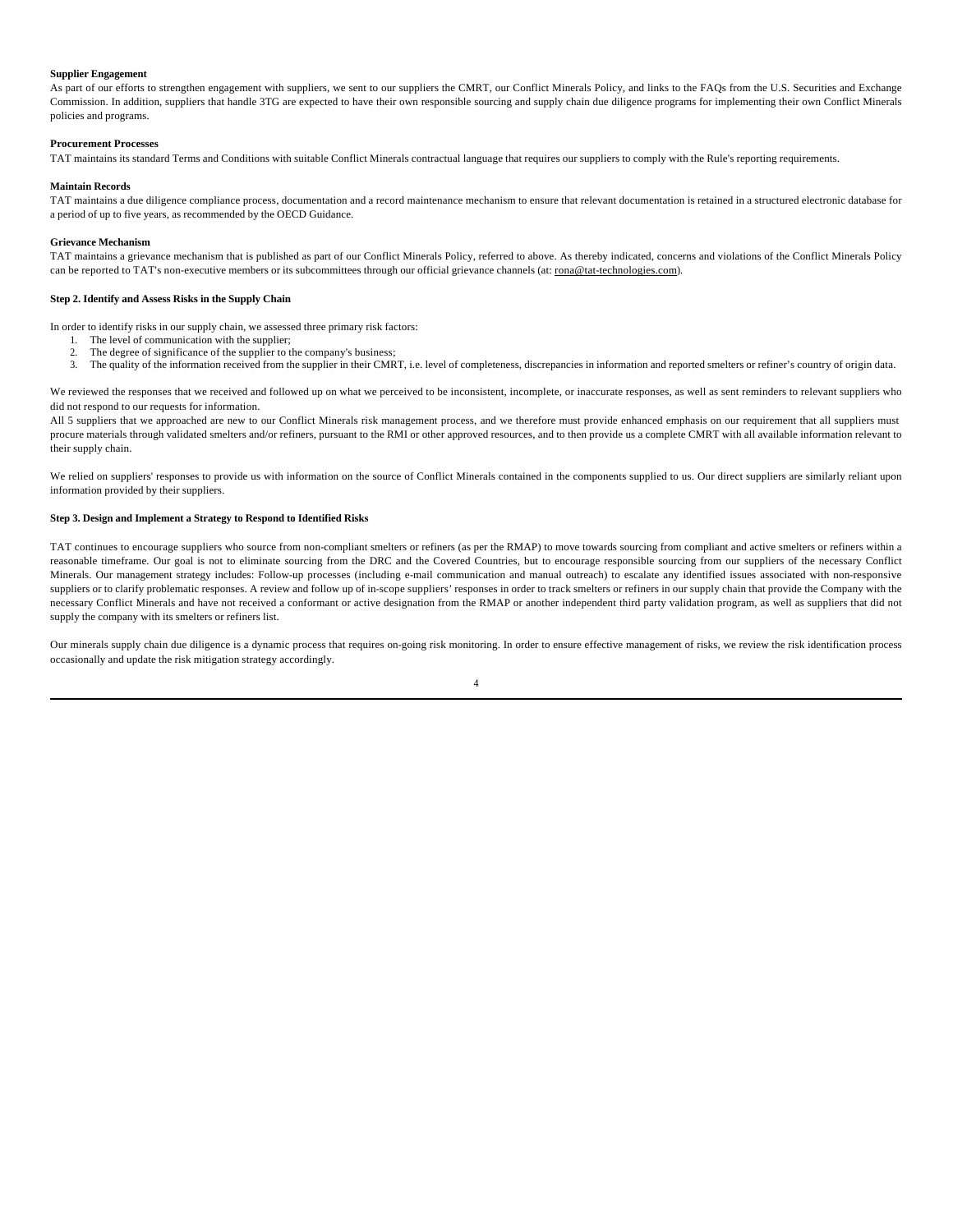**Supplier Engagement**

As part of our efforts to strengthen engagement with suppliers, we sent to our suppliers the CMRT, our Conflict Minerals Policy, and links to the FAQs from the U.S. Securities and Exchange Commission. In addition, suppliers that handle 3TG are expected to have their own responsible sourcing and supply chain due diligence programs for implementing their own Conflict Minerals policies and programs.

**Procurement Processes**

TAT maintains its standard Terms and Conditions with suitable Conflict Minerals contractual language that requires our suppliers to comply with the Rule's reporting requirements.

**Maintain Records**

TAT maintains a due diligence compliance process, documentation and a record maintenance mechanism to ensure that relevant documentation is retained in a structured electronic database for a period of up to five years, as recommended by the OECD Guidance.

**Grievance Mechanism**

TAT maintains a grievance mechanism that is published as part of our Conflict Minerals Policy, referred to above. As thereby indicated, concerns and violations of the Conflict Minerals Policy can be reported to TAT's non-executive members or its subcommittees through our official grievance channels (at: rona@tat-technologies.com).

**Step 2. Identify and Assess Risks in the Supply Chain**

In order to identify risks in our supply chain, we assessed three primary risk factors:

1. The level of communication with the supplier;
2. The degree of significance of the supplier to the company's business;
3. The quality of the information received from the supplier in their CMRT, i.e. level of completeness, discrepancies in information and reported smelters or refiner's country of origin data.

We reviewed the responses that we received and followed up on what we perceived to be inconsistent, incomplete, or inaccurate responses, as well as sent reminders to relevant suppliers who did not respond to our requests for information.

All 5 suppliers that we approached are new to our Conflict Minerals risk management process, and we therefore must provide enhanced emphasis on our requirement that all suppliers must procure materials through validated smelters and/or refiners, pursuant to the RMI or other approved resources, and to then provide us a complete CMRT with all available information relevant to their supply chain.

We relied on suppliers' responses to provide us with information on the source of Conflict Minerals contained in the components supplied to us. Our direct suppliers are similarly reliant upon information provided by their suppliers.

**Step 3. Design and Implement a Strategy to Respond to Identified Risks**

TAT continues to encourage suppliers who source from non-compliant smelters or refiners (as per the RMAP) to move towards sourcing from compliant and active smelters or refiners within a reasonable timeframe. Our goal is not to eliminate sourcing from the DRC and the Covered Countries, but to encourage responsible sourcing from our suppliers of the necessary Conflict Minerals. Our management strategy includes: Follow-up processes (including e-mail communication and manual outreach) to escalate any identified issues associated with non-responsive suppliers or to clarify problematic responses. A review and follow up of in-scope suppliers' responses in order to track smelters or refiners in our supply chain that provide the Company with the necessary Conflict Minerals and have not received a conformant or active designation from the RMAP or another independent third party validation program, as well as suppliers that did not supply the company with its smelters or refiners list.

Our minerals supply chain due diligence is a dynamic process that requires on-going risk monitoring. In order to ensure effective management of risks, we review the risk identification process occasionally and update the risk mitigation strategy accordingly.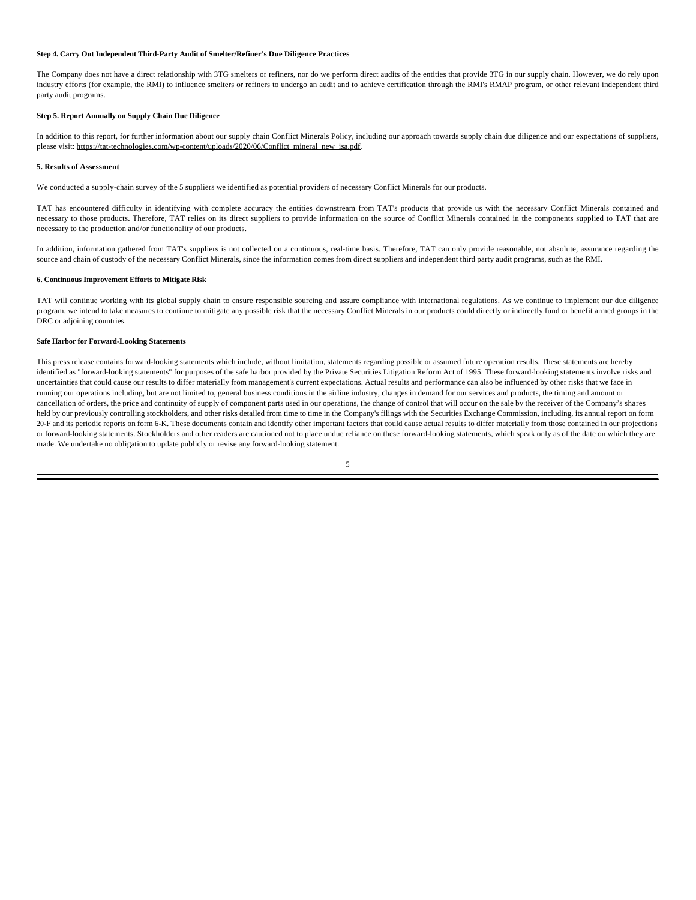**Step 4. Carry Out Independent Third-Party Audit of Smelter/Refiner's Due Diligence Practices**

The Company does not have a direct relationship with 3TG smelters or refiners, nor do we perform direct audits of the entities that provide 3TG in our supply chain. However, we do rely upon industry efforts (for example, the RMI) to influence smelters or refiners to undergo an audit and to achieve certification through the RMI's RMAP program, or other relevant independent third party audit programs.

**Step 5. Report Annually on Supply Chain Due Diligence**

In addition to this report, for further information about our supply chain Conflict Minerals Policy, including our approach towards supply chain due diligence and our expectations of suppliers, please visit: https://tat-technologies.com/wp-content/uploads/2020/06/Conflict_mineral_new_isa.pdf.

**5. Results of Assessment**

We conducted a supply-chain survey of the 5 suppliers we identified as potential providers of necessary Conflict Minerals for our products.

TAT has encountered difficulty in identifying with complete accuracy the entities downstream from TAT's products that provide us with the necessary Conflict Minerals contained and necessary to those products. Therefore, TAT relies on its direct suppliers to provide information on the source of Conflict Minerals contained in the components supplied to TAT that are necessary to the production and/or functionality of our products.

In addition, information gathered from TAT's suppliers is not collected on a continuous, real-time basis. Therefore, TAT can only provide reasonable, not absolute, assurance regarding the source and chain of custody of the necessary Conflict Minerals, since the information comes from direct suppliers and independent third party audit programs, such as the RMI.

**6. Continuous Improvement Efforts to Mitigate Risk**

TAT will continue working with its global supply chain to ensure responsible sourcing and assure compliance with international regulations. As we continue to implement our due diligence program, we intend to take measures to continue to mitigate any possible risk that the necessary Conflict Minerals in our products could directly or indirectly fund or benefit armed groups in the DRC or adjoining countries.

**Safe Harbor for Forward-Looking Statements**

This press release contains forward-looking statements which include, without limitation, statements regarding possible or assumed future operation results. These statements are hereby identified as "forward-looking statements" for purposes of the safe harbor provided by the Private Securities Litigation Reform Act of 1995. These forward-looking statements involve risks and uncertainties that could cause our results to differ materially from management's current expectations. Actual results and performance can also be influenced by other risks that we face in running our operations including, but are not limited to, general business conditions in the airline industry, changes in demand for our services and products, the timing and amount or cancellation of orders, the price and continuity of supply of component parts used in our operations, the change of control that will occur on the sale by the receiver of the Company's shares held by our previously controlling stockholders, and other risks detailed from time to time in the Company's filings with the Securities Exchange Commission, including, its annual report on form 20-F and its periodic reports on form 6-K. These documents contain and identify other important factors that could cause actual results to differ materially from those contained in our projections or forward-looking statements. Stockholders and other readers are cautioned not to place undue reliance on these forward-looking statements, which speak only as of the date on which they are made. We undertake no obligation to update publicly or revise any forward-looking statement.